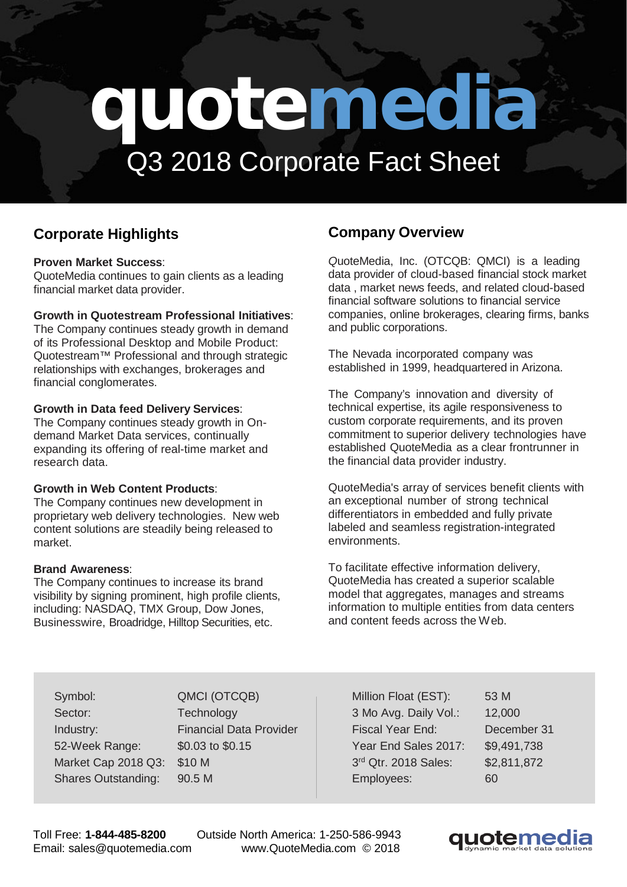# quotemedia

## Q3 2018 Corporate Fact Sheet

## Corporate Highlights

**Proven Market Success**:
QuoteMedia continues to gain clients as a leading financial market data provider.

**Growth in Quotestream Professional Initiatives**:
The Company continues steady growth in demand of its Professional Desktop and Mobile Product: Quotestream™ Professional and through strategic relationships with exchanges, brokerages and financial conglomerates.

**Growth in Data feed Delivery Services**:
The Company continues steady growth in On-demand Market Data services, continually expanding its offering of real-time market and research data.

**Growth in Web Content Products**:
The Company continues new development in proprietary web delivery technologies. New web content solutions are steadily being released to market.

**Brand Awareness**:
The Company continues to increase its brand visibility by signing prominent, high profile clients, including: NASDAQ, TMX Group, Dow Jones, Businesswire, Broadridge, Hilltop Securities, etc.

## Company Overview

QuoteMedia, Inc. (OTCQB: QMCI) is a leading data provider of cloud-based financial stock market data , market news feeds, and related cloud-based financial software solutions to financial service companies, online brokerages, clearing firms, banks and public corporations.

The Nevada incorporated company was established in 1999, headquartered in Arizona.

The Company's innovation and diversity of technical expertise, its agile responsiveness to custom corporate requirements, and its proven commitment to superior delivery technologies have established QuoteMedia as a clear frontrunner in the financial data provider industry.

QuoteMedia's array of services benefit clients with an exceptional number of strong technical differentiators in embedded and fully private labeled and seamless registration-integrated environments.

To facilitate effective information delivery, QuoteMedia has created a superior scalable model that aggregates, manages and streams information to multiple entities from data centers and content feeds across the Web.

| | | | |
|---|---|---|---|
| Symbol: | QMCI (OTCQB) | Million Float (EST): | 53 M |
| Sector: | Technology | 3 Mo Avg. Daily Vol.: | 12,000 |
| Industry: | Financial Data Provider | Fiscal Year End: | December 31 |
| 52-Week Range: | $0.03 to $0.15 | Year End Sales 2017: | $9,491,738 |
| Market Cap 2018 Q3: | $10 M | 3rd Qtr. 2018 Sales: | $2,811,872 |
| Shares Outstanding: | 90.5 M | Employees: | 60 |

Toll Free: **1-844-485-8200** Outside North America: 1-250-586-9943
Email: sales@quotemedia.com www.QuoteMedia.com © 2018

quotemedia dynamic market data solutions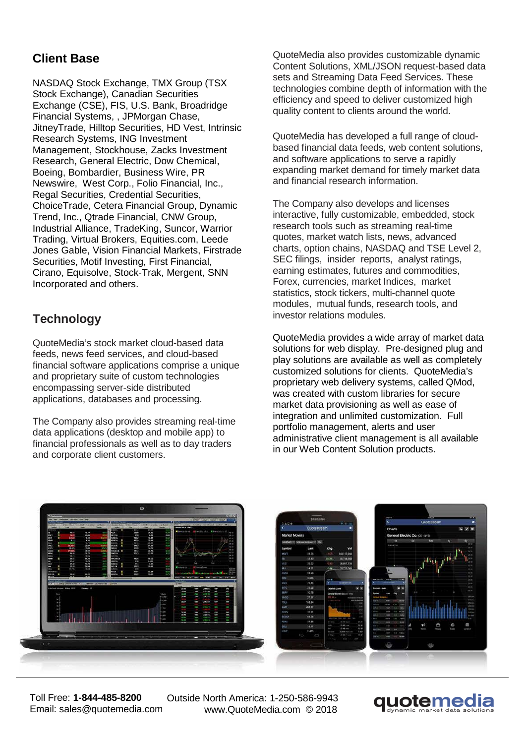## Client Base

NASDAQ Stock Exchange, TMX Group (TSX Stock Exchange), Canadian Securities Exchange (CSE), FIS, U.S. Bank, Broadridge Financial Systems, , JPMorgan Chase, JitneyTrade, Hilltop Securities, HD Vest, Intrinsic Research Systems, ING Investment Management, Stockhouse, Zacks Investment Research, General Electric, Dow Chemical, Boeing, Bombardier, Business Wire, PR Newswire, West Corp., Folio Financial, Inc., Regal Securities, Credential Securities, ChoiceTrade, Cetera Financial Group, Dynamic Trend, Inc., Qtrade Financial, CNW Group, Industrial Alliance, TradeKing, Suncor, Warrior Trading, Virtual Brokers, Equities.com, Leede Jones Gable, Vision Financial Markets, Firstrade Securities, Motif Investing, First Financial, Cirano, Equisolve, Stock-Trak, Mergent, SNN Incorporated and others.

## Technology

QuoteMedia's stock market cloud-based data feeds, news feed services, and cloud-based financial software applications comprise a unique and proprietary suite of custom technologies encompassing server-side distributed applications, databases and processing.

The Company also provides streaming real-time data applications (desktop and mobile app) to financial professionals as well as to day traders and corporate client customers.

QuoteMedia also provides customizable dynamic Content Solutions, XML/JSON request-based data sets and Streaming Data Feed Services. These technologies combine depth of information with the efficiency and speed to deliver customized high quality content to clients around the world.

QuoteMedia has developed a full range of cloud-based financial data feeds, web content solutions, and software applications to serve a rapidly expanding market demand for timely market data and financial research information.

The Company also develops and licenses interactive, fully customizable, embedded, stock research tools such as streaming real-time quotes, market watch lists, news, advanced charts, option chains, NASDAQ and TSE Level 2, SEC filings, insider reports, analyst ratings, earning estimates, futures and commodities, Forex, currencies, market Indices, market statistics, stock tickers, multi-channel quote modules, mutual funds, research tools, and investor relations modules.

QuoteMedia provides a wide array of market data solutions for web display. Pre-designed plug and play solutions are available as well as completely customized solutions for clients. QuoteMedia's proprietary web delivery systems, called QMod, was created with custom libraries for secure market data provisioning as well as ease of integration and unlimited customization. Full portfolio management, alerts and user administrative client management is all available in our Web Content Solution products.

Toll Free: **1-844-485-8200** Outside North America: 1-250-586-9943
Email: sales@quotemedia.com www.QuoteMedia.com © 2018

quotemedia
dynamic market data solutions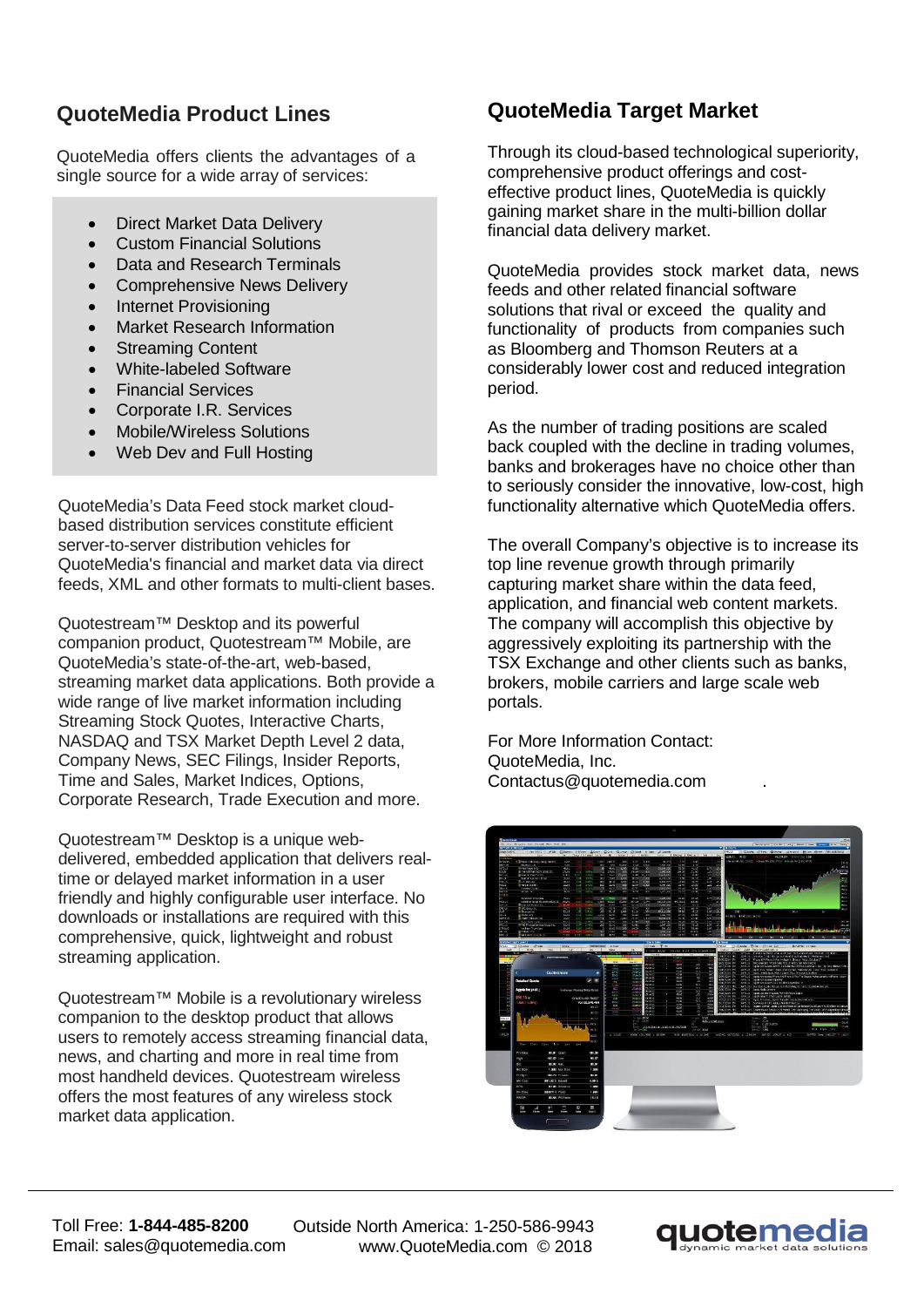## QuoteMedia Product Lines

QuoteMedia offers clients the advantages of a single source for a wide array of services:

- Direct Market Data Delivery
- Custom Financial Solutions
- Data and Research Terminals
- Comprehensive News Delivery
- Internet Provisioning
- Market Research Information
- Streaming Content
- White-labeled Software
- Financial Services
- Corporate I.R. Services
- Mobile/Wireless Solutions
- Web Dev and Full Hosting

QuoteMedia's Data Feed stock market cloud-based distribution services constitute efficient server-to-server distribution vehicles for QuoteMedia's financial and market data via direct feeds, XML and other formats to multi-client bases.

Quotestream™ Desktop and its powerful companion product, Quotestream™ Mobile, are QuoteMedia's state-of-the-art, web-based, streaming market data applications. Both provide a wide range of live market information including Streaming Stock Quotes, Interactive Charts, NASDAQ and TSX Market Depth Level 2 data, Company News, SEC Filings, Insider Reports, Time and Sales, Market Indices, Options, Corporate Research, Trade Execution and more.

Quotestream™ Desktop is a unique web-delivered, embedded application that delivers real-time or delayed market information in a user friendly and highly configurable user interface. No downloads or installations are required with this comprehensive, quick, lightweight and robust streaming application.

Quotestream™ Mobile is a revolutionary wireless companion to the desktop product that allows users to remotely access streaming financial data, news, and charting and more in real time from most handheld devices. Quotestream wireless offers the most features of any wireless stock market data application.

## QuoteMedia Target Market

Through its cloud-based technological superiority, comprehensive product offerings and cost-effective product lines, QuoteMedia is quickly gaining market share in the multi-billion dollar financial data delivery market.

QuoteMedia provides stock market data, news feeds and other related financial software solutions that rival or exceed the quality and functionality of products from companies such as Bloomberg and Thomson Reuters at a considerably lower cost and reduced integration period.

As the number of trading positions are scaled back coupled with the decline in trading volumes, banks and brokerages have no choice other than to seriously consider the innovative, low-cost, high functionality alternative which QuoteMedia offers.

The overall Company's objective is to increase its top line revenue growth through primarily capturing market share within the data feed, application, and financial web content markets. The company will accomplish this objective by aggressively exploiting its partnership with the TSX Exchange and other clients such as banks, brokers, mobile carriers and large scale web portals.

For More Information Contact:
QuoteMedia, Inc.
Contactus@quotemedia.com .

Toll Free: **1-844-485-8200**
Email: sales@quotemedia.com

Outside North America: 1-250-586-9943
www.QuoteMedia.com © 2018

quotemedia
dynamic market data solutions